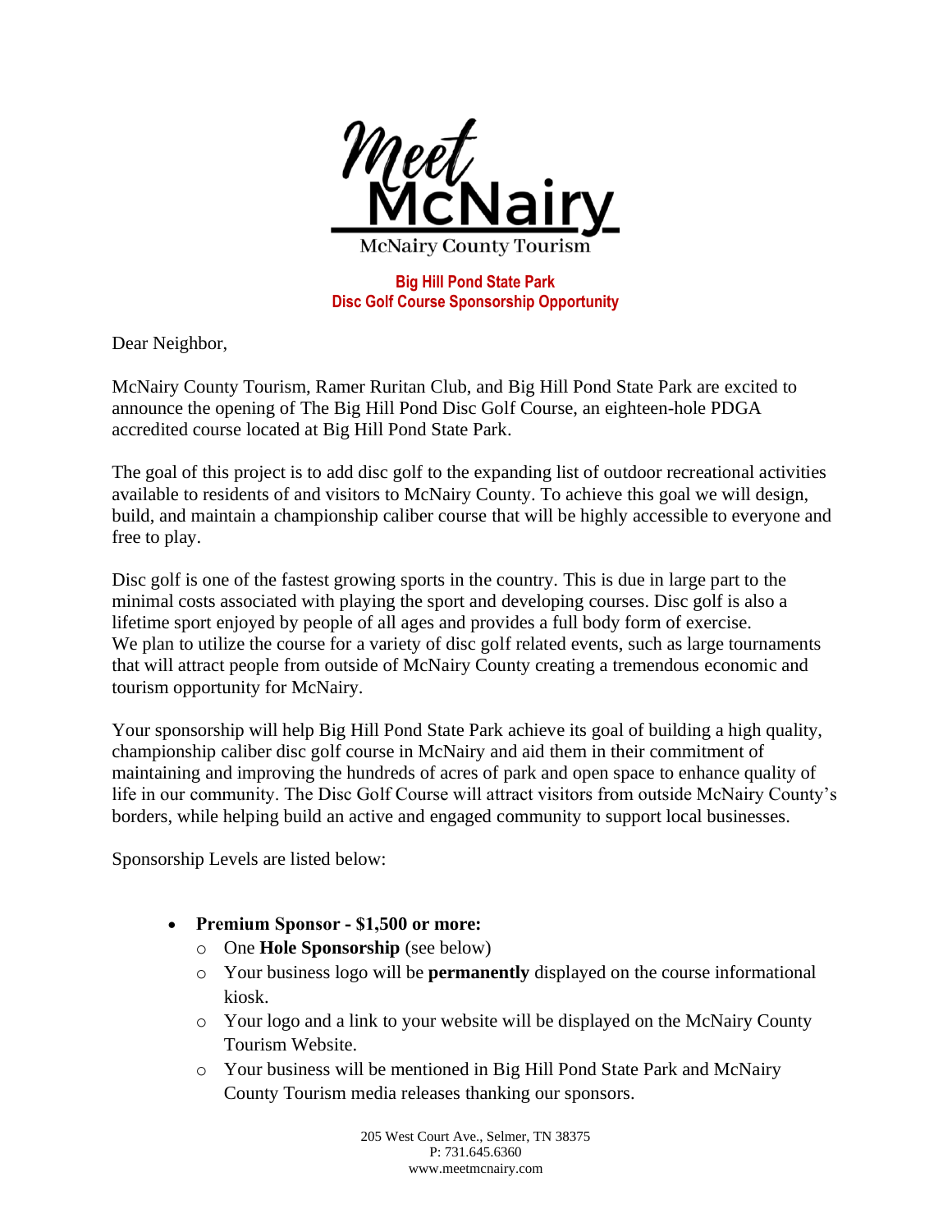Meet McNairy
McNairy County Tourism

**Big Hill Pond State Park**
**Disc Golf Course Sponsorship Opportunity**

Dear Neighbor,

McNairy County Tourism, Ramer Ruritan Club, and Big Hill Pond State Park are excited to announce the opening of The Big Hill Pond Disc Golf Course, an eighteen-hole PDGA accredited course located at Big Hill Pond State Park.

The goal of this project is to add disc golf to the expanding list of outdoor recreational activities available to residents of and visitors to McNairy County. To achieve this goal we will design, build, and maintain a championship caliber course that will be highly accessible to everyone and free to play.

Disc golf is one of the fastest growing sports in the country. This is due in large part to the minimal costs associated with playing the sport and developing courses. Disc golf is also a lifetime sport enjoyed by people of all ages and provides a full body form of exercise. We plan to utilize the course for a variety of disc golf related events, such as large tournaments that will attract people from outside of McNairy County creating a tremendous economic and tourism opportunity for McNairy.

Your sponsorship will help Big Hill Pond State Park achieve its goal of building a high quality, championship caliber disc golf course in McNairy and aid them in their commitment of maintaining and improving the hundreds of acres of park and open space to enhance quality of life in our community. The Disc Golf Course will attract visitors from outside McNairy County's borders, while helping build an active and engaged community to support local businesses.

Sponsorship Levels are listed below:

- **Premium Sponsor - $1,500 or more:**
  - One **Hole Sponsorship** (see below)
  - Your business logo will be **permanently** displayed on the course informational kiosk.
  - Your logo and a link to your website will be displayed on the McNairy County Tourism Website.
  - Your business will be mentioned in Big Hill Pond State Park and McNairy County Tourism media releases thanking our sponsors.

205 West Court Ave., Selmer, TN 38375
P: 731.645.6360
www.meetmcnairy.com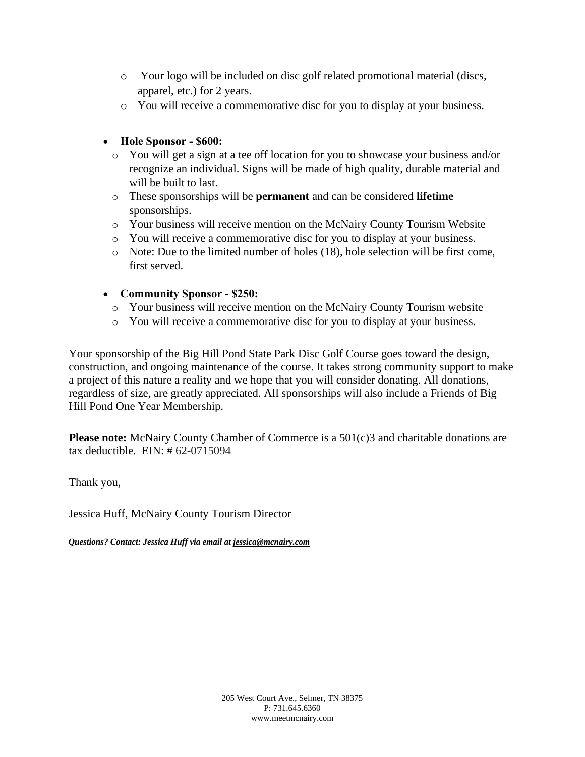- Your logo will be included on disc golf related promotional material (discs, apparel, etc.) for 2 years.
  - You will receive a commemorative disc for you to display at your business.

- **Hole Sponsor - $600:**
  - You will get a sign at a tee off location for you to showcase your business and/or recognize an individual. Signs will be made of high quality, durable material and will be built to last.
  - These sponsorships will be **permanent** and can be considered **lifetime** sponsorships.
  - Your business will receive mention on the McNairy County Tourism Website
  - You will receive a commemorative disc for you to display at your business.
  - Note: Due to the limited number of holes (18), hole selection will be first come, first served.

- **Community Sponsor - $250:**
  - Your business will receive mention on the McNairy County Tourism website
  - You will receive a commemorative disc for you to display at your business.

Your sponsorship of the Big Hill Pond State Park Disc Golf Course goes toward the design, construction, and ongoing maintenance of the course. It takes strong community support to make a project of this nature a reality and we hope that you will consider donating. All donations, regardless of size, are greatly appreciated. All sponsorships will also include a Friends of Big Hill Pond One Year Membership.

**Please note:** McNairy County Chamber of Commerce is a 501(c)3 and charitable donations are tax deductible. EIN: # 62-0715094

Thank you,

Jessica Huff, McNairy County Tourism Director

***Questions? Contact: Jessica Huff via email at jessica@mcnairy.com***

205 West Court Ave., Selmer, TN 38375
P: 731.645.6360
www.meetmcnairy.com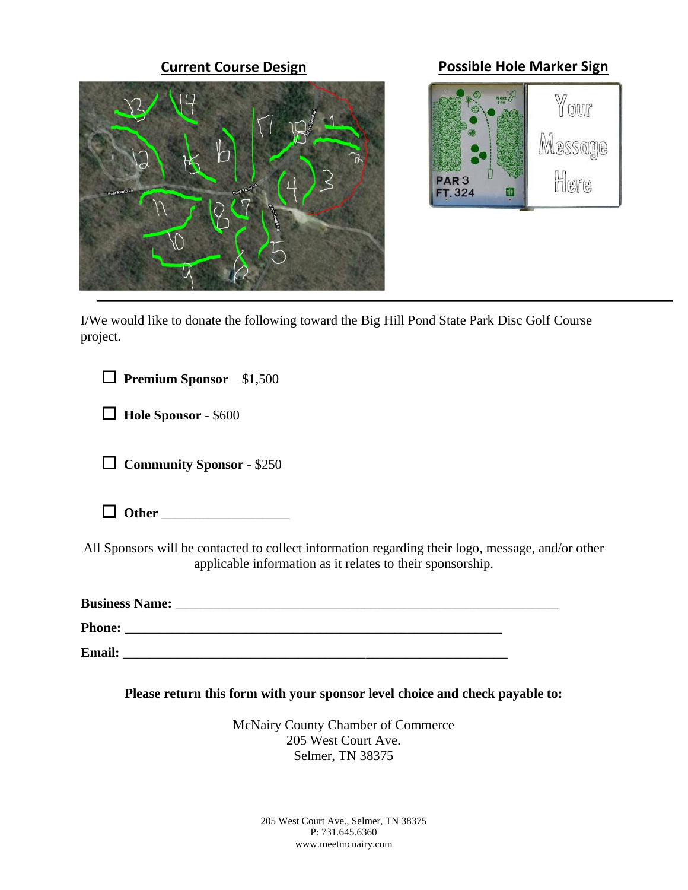**Current Course Design**

**Possible Hole Marker Sign**

I/We would like to donate the following toward the Big Hill Pond State Park Disc Golf Course project.

☐ **Premium Sponsor** – $1,500

☐ **Hole Sponsor** - $600

☐ **Community Sponsor** - $250

☐ **Other** ___________________

All Sponsors will be contacted to collect information regarding their logo, message, and/or other applicable information as it relates to their sponsorship.

**Business Name:** ___________________________________________________________

**Phone:** ___________________________________________________________

**Email:** ___________________________________________________________

**Please return this form with your sponsor level choice and check payable to:**

McNairy County Chamber of Commerce
205 West Court Ave.
Selmer, TN 38375

205 West Court Ave., Selmer, TN 38375
P: 731.645.6360
www.meetmcnairy.com